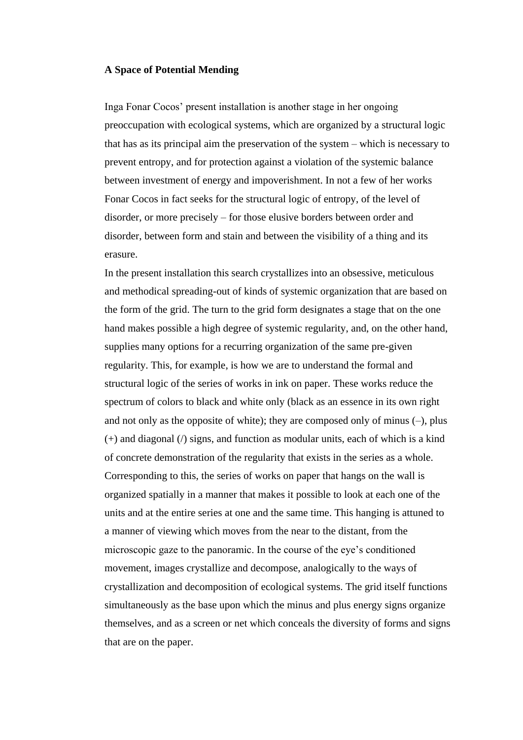**A Space of Potential Mending**

Inga Fonar Cocos' present installation is another stage in her ongoing preoccupation with ecological systems, which are organized by a structural logic that has as its principal aim the preservation of the system – which is necessary to prevent entropy, and for protection against a violation of the systemic balance between investment of energy and impoverishment. In not a few of her works Fonar Cocos in fact seeks for the structural logic of entropy, of the level of disorder, or more precisely – for those elusive borders between order and disorder, between form and stain and between the visibility of a thing and its erasure.

In the present installation this search crystallizes into an obsessive, meticulous and methodical spreading-out of kinds of systemic organization that are based on the form of the grid. The turn to the grid form designates a stage that on the one hand makes possible a high degree of systemic regularity, and, on the other hand, supplies many options for a recurring organization of the same pre-given regularity. This, for example, is how we are to understand the formal and structural logic of the series of works in ink on paper. These works reduce the spectrum of colors to black and white only (black as an essence in its own right and not only as the opposite of white); they are composed only of minus (–), plus (+) and diagonal (/) signs, and function as modular units, each of which is a kind of concrete demonstration of the regularity that exists in the series as a whole. Corresponding to this, the series of works on paper that hangs on the wall is organized spatially in a manner that makes it possible to look at each one of the units and at the entire series at one and the same time. This hanging is attuned to a manner of viewing which moves from the near to the distant, from the microscopic gaze to the panoramic. In the course of the eye's conditioned movement, images crystallize and decompose, analogically to the ways of crystallization and decomposition of ecological systems. The grid itself functions simultaneously as the base upon which the minus and plus energy signs organize themselves, and as a screen or net which conceals the diversity of forms and signs that are on the paper.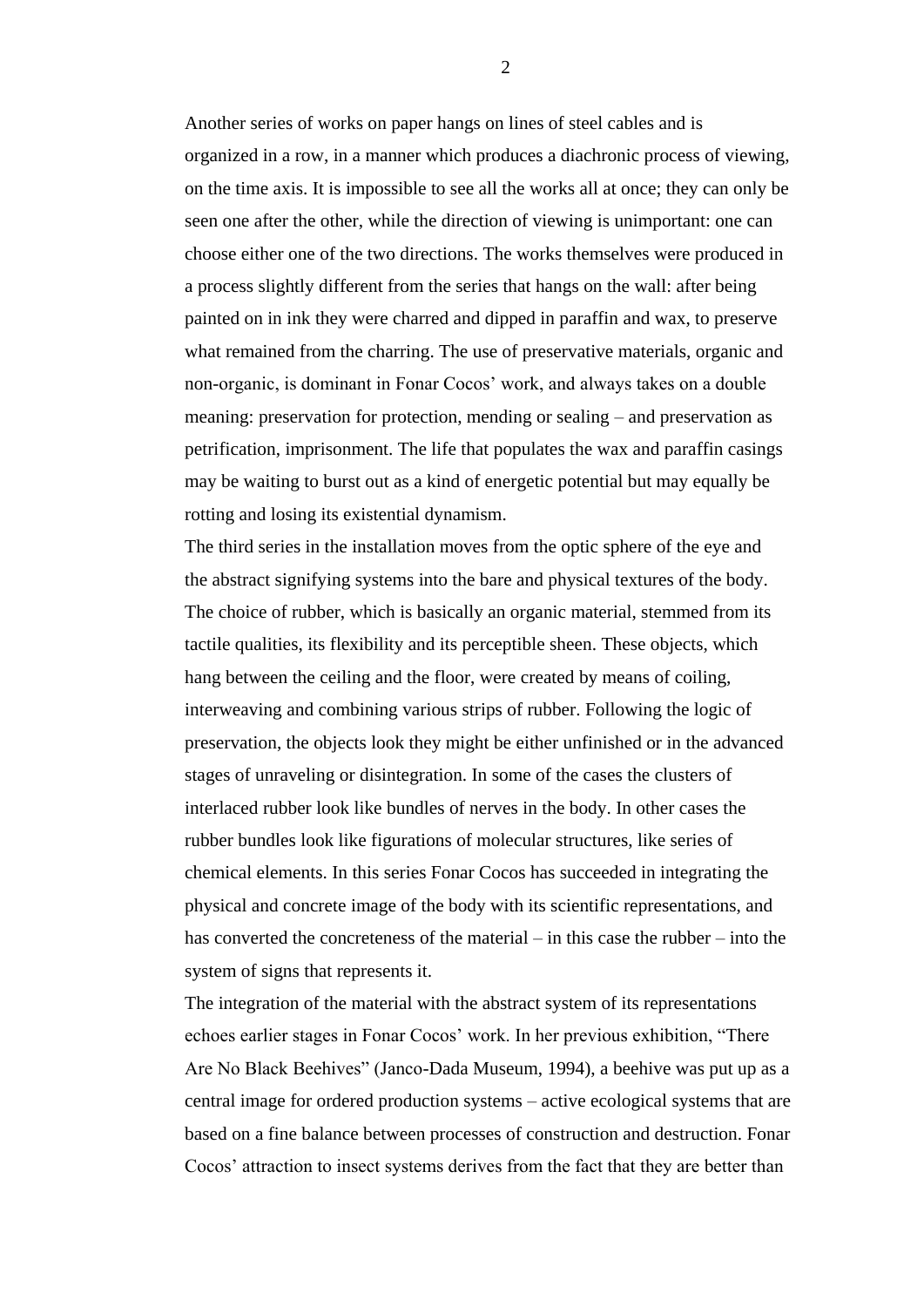Another series of works on paper hangs on lines of steel cables and is organized in a row, in a manner which produces a diachronic process of viewing, on the time axis. It is impossible to see all the works all at once; they can only be seen one after the other, while the direction of viewing is unimportant: one can choose either one of the two directions. The works themselves were produced in a process slightly different from the series that hangs on the wall: after being painted on in ink they were charred and dipped in paraffin and wax, to preserve what remained from the charring. The use of preservative materials, organic and non-organic, is dominant in Fonar Cocos' work, and always takes on a double meaning: preservation for protection, mending or sealing – and preservation as petrification, imprisonment. The life that populates the wax and paraffin casings may be waiting to burst out as a kind of energetic potential but may equally be rotting and losing its existential dynamism.

The third series in the installation moves from the optic sphere of the eye and the abstract signifying systems into the bare and physical textures of the body. The choice of rubber, which is basically an organic material, stemmed from its tactile qualities, its flexibility and its perceptible sheen. These objects, which hang between the ceiling and the floor, were created by means of coiling, interweaving and combining various strips of rubber. Following the logic of preservation, the objects look they might be either unfinished or in the advanced stages of unraveling or disintegration. In some of the cases the clusters of interlaced rubber look like bundles of nerves in the body. In other cases the rubber bundles look like figurations of molecular structures, like series of chemical elements. In this series Fonar Cocos has succeeded in integrating the physical and concrete image of the body with its scientific representations, and has converted the concreteness of the material – in this case the rubber – into the system of signs that represents it.

The integration of the material with the abstract system of its representations echoes earlier stages in Fonar Cocos' work. In her previous exhibition, "There Are No Black Beehives" (Janco-Dada Museum, 1994), a beehive was put up as a central image for ordered production systems – active ecological systems that are based on a fine balance between processes of construction and destruction. Fonar Cocos' attraction to insect systems derives from the fact that they are better than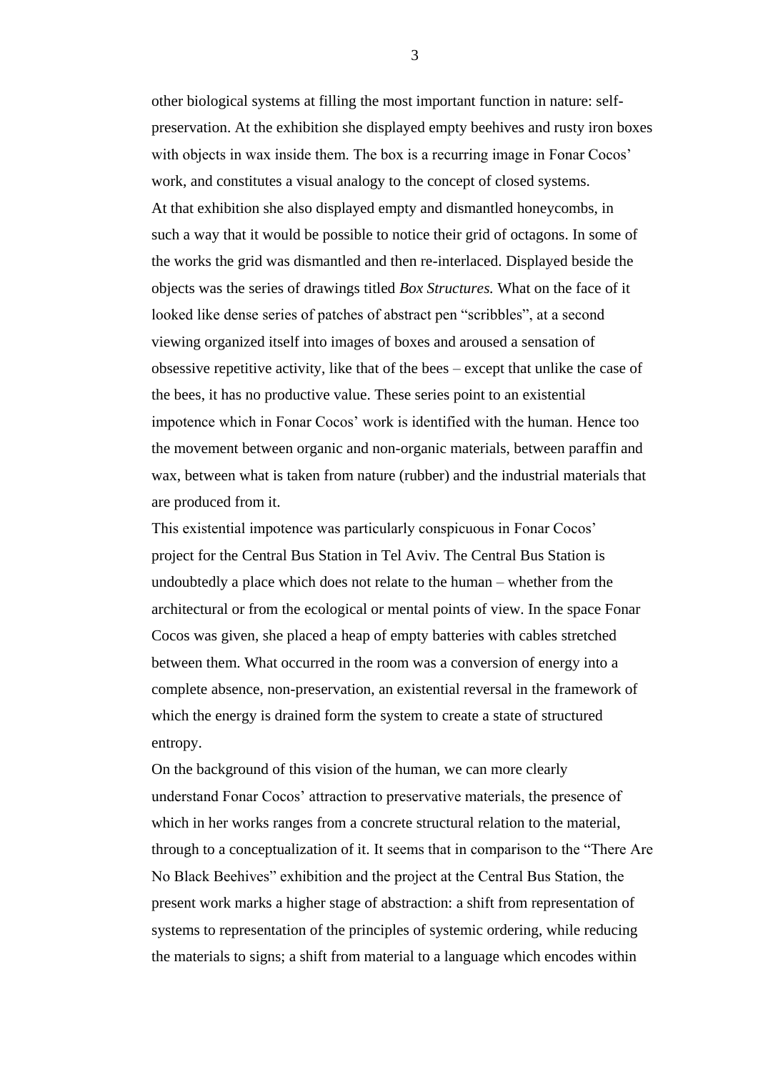other biological systems at filling the most important function in nature: self-preservation. At the exhibition she displayed empty beehives and rusty iron boxes with objects in wax inside them. The box is a recurring image in Fonar Cocos' work, and constitutes a visual analogy to the concept of closed systems.

At that exhibition she also displayed empty and dismantled honeycombs, in such a way that it would be possible to notice their grid of octagons. In some of the works the grid was dismantled and then re-interlaced. Displayed beside the objects was the series of drawings titled *Box Structures.* What on the face of it looked like dense series of patches of abstract pen "scribbles", at a second viewing organized itself into images of boxes and aroused a sensation of obsessive repetitive activity, like that of the bees – except that unlike the case of the bees, it has no productive value. These series point to an existential impotence which in Fonar Cocos' work is identified with the human. Hence too the movement between organic and non-organic materials, between paraffin and wax, between what is taken from nature (rubber) and the industrial materials that are produced from it.

This existential impotence was particularly conspicuous in Fonar Cocos' project for the Central Bus Station in Tel Aviv. The Central Bus Station is undoubtedly a place which does not relate to the human – whether from the architectural or from the ecological or mental points of view. In the space Fonar Cocos was given, she placed a heap of empty batteries with cables stretched between them. What occurred in the room was a conversion of energy into a complete absence, non-preservation, an existential reversal in the framework of which the energy is drained form the system to create a state of structured entropy.

On the background of this vision of the human, we can more clearly understand Fonar Cocos' attraction to preservative materials, the presence of which in her works ranges from a concrete structural relation to the material, through to a conceptualization of it. It seems that in comparison to the "There Are No Black Beehives" exhibition and the project at the Central Bus Station, the present work marks a higher stage of abstraction: a shift from representation of systems to representation of the principles of systemic ordering, while reducing the materials to signs; a shift from material to a language which encodes within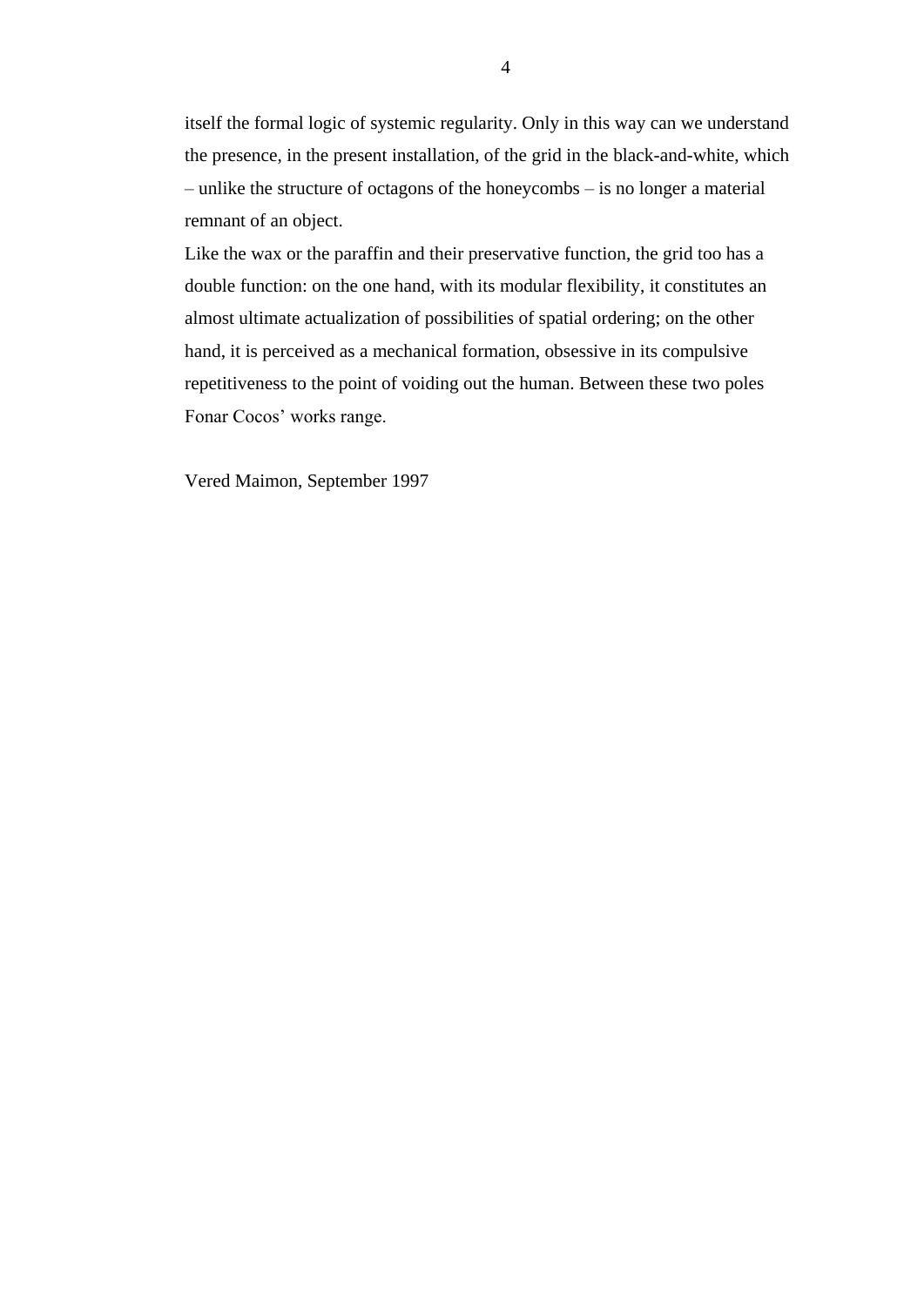itself the formal logic of systemic regularity. Only in this way can we understand the presence, in the present installation, of the grid in the black-and-white, which – unlike the structure of octagons of the honeycombs – is no longer a material remnant of an object.

Like the wax or the paraffin and their preservative function, the grid too has a double function: on the one hand, with its modular flexibility, it constitutes an almost ultimate actualization of possibilities of spatial ordering; on the other hand, it is perceived as a mechanical formation, obsessive in its compulsive repetitiveness to the point of voiding out the human. Between these two poles Fonar Cocos' works range.

Vered Maimon, September 1997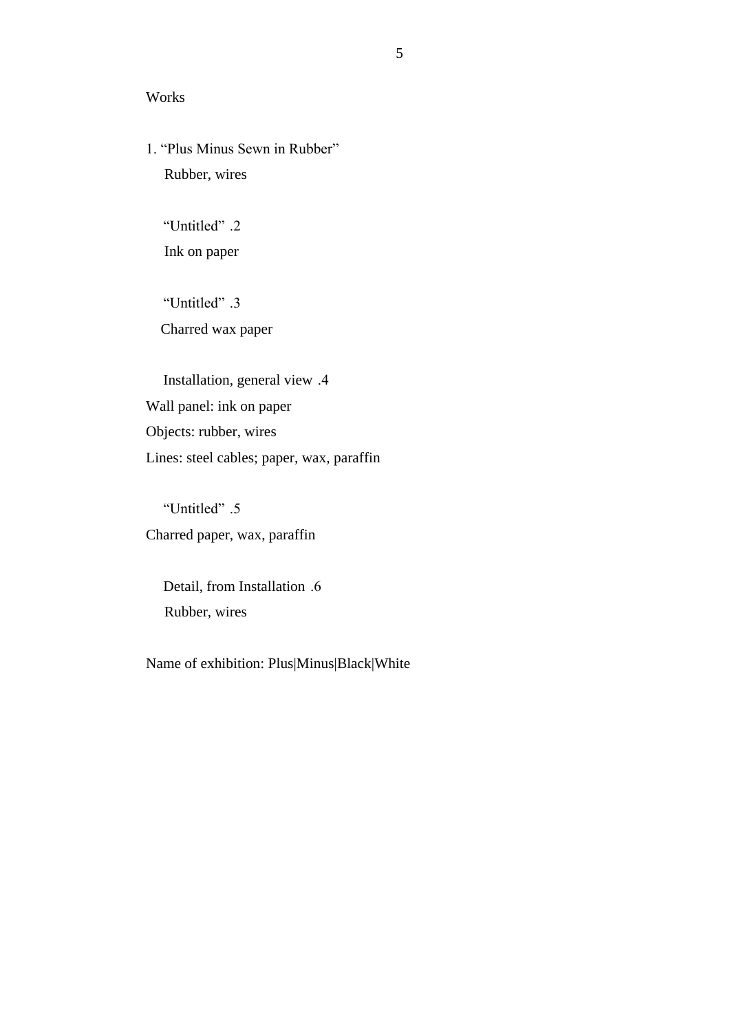Works

1. "Plus Minus Sewn in Rubber"
   Rubber, wires

"Untitled" .2
Ink on paper

"Untitled" .3
Charred wax paper

Installation, general view .4
Wall panel: ink on paper
Objects: rubber, wires
Lines: steel cables; paper, wax, paraffin

"Untitled" .5
Charred paper, wax, paraffin

Detail, from Installation .6
Rubber, wires

Name of exhibition: Plus|Minus|Black|White